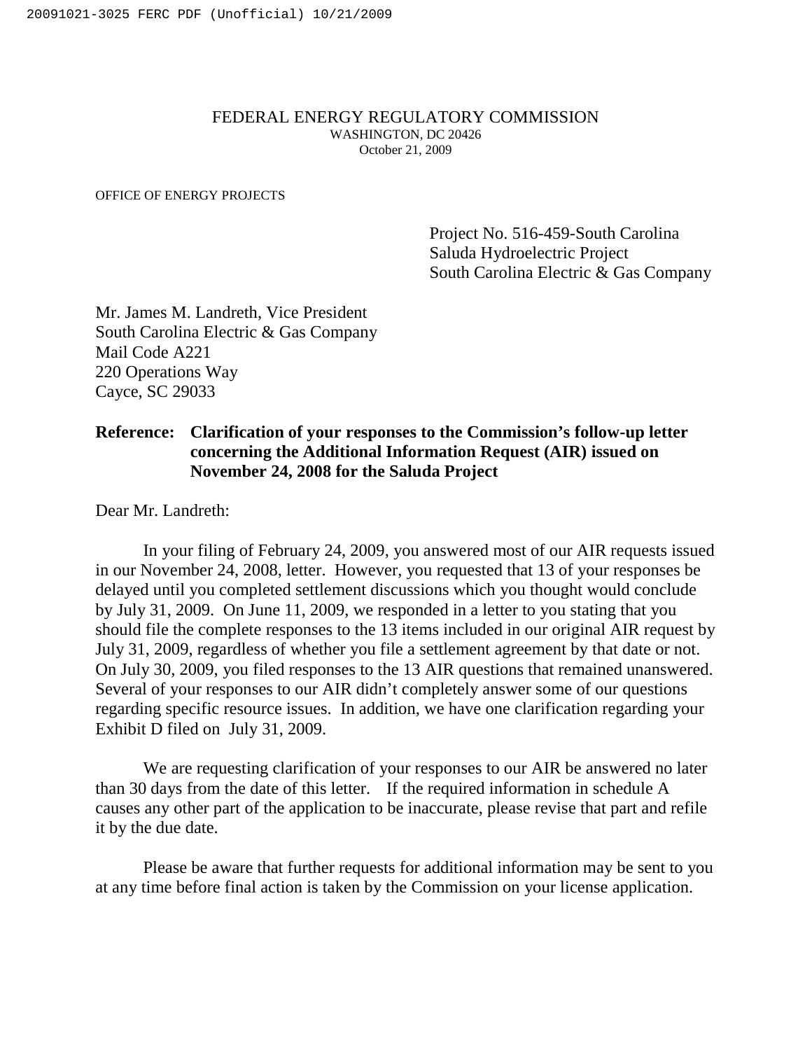FEDERAL ENERGY REGULATORY COMMISSION
WASHINGTON, DC 20426
October 21, 2009

OFFICE OF ENERGY PROJECTS

Project No. 516-459-South Carolina
Saluda Hydroelectric Project
South Carolina Electric & Gas Company

Mr. James M. Landreth, Vice President
South Carolina Electric & Gas Company
Mail Code A221
220 Operations Way
Cayce, SC 29033

**Reference: Clarification of your responses to the Commission's follow-up letter concerning the Additional Information Request (AIR) issued on November 24, 2008 for the Saluda Project**

Dear Mr. Landreth:

In your filing of February 24, 2009, you answered most of our AIR requests issued in our November 24, 2008, letter. However, you requested that 13 of your responses be delayed until you completed settlement discussions which you thought would conclude by July 31, 2009. On June 11, 2009, we responded in a letter to you stating that you should file the complete responses to the 13 items included in our original AIR request by July 31, 2009, regardless of whether you file a settlement agreement by that date or not. On July 30, 2009, you filed responses to the 13 AIR questions that remained unanswered. Several of your responses to our AIR didn't completely answer some of our questions regarding specific resource issues. In addition, we have one clarification regarding your Exhibit D filed on July 31, 2009.

We are requesting clarification of your responses to our AIR be answered no later than 30 days from the date of this letter. If the required information in schedule A causes any other part of the application to be inaccurate, please revise that part and refile it by the due date.

Please be aware that further requests for additional information may be sent to you at any time before final action is taken by the Commission on your license application.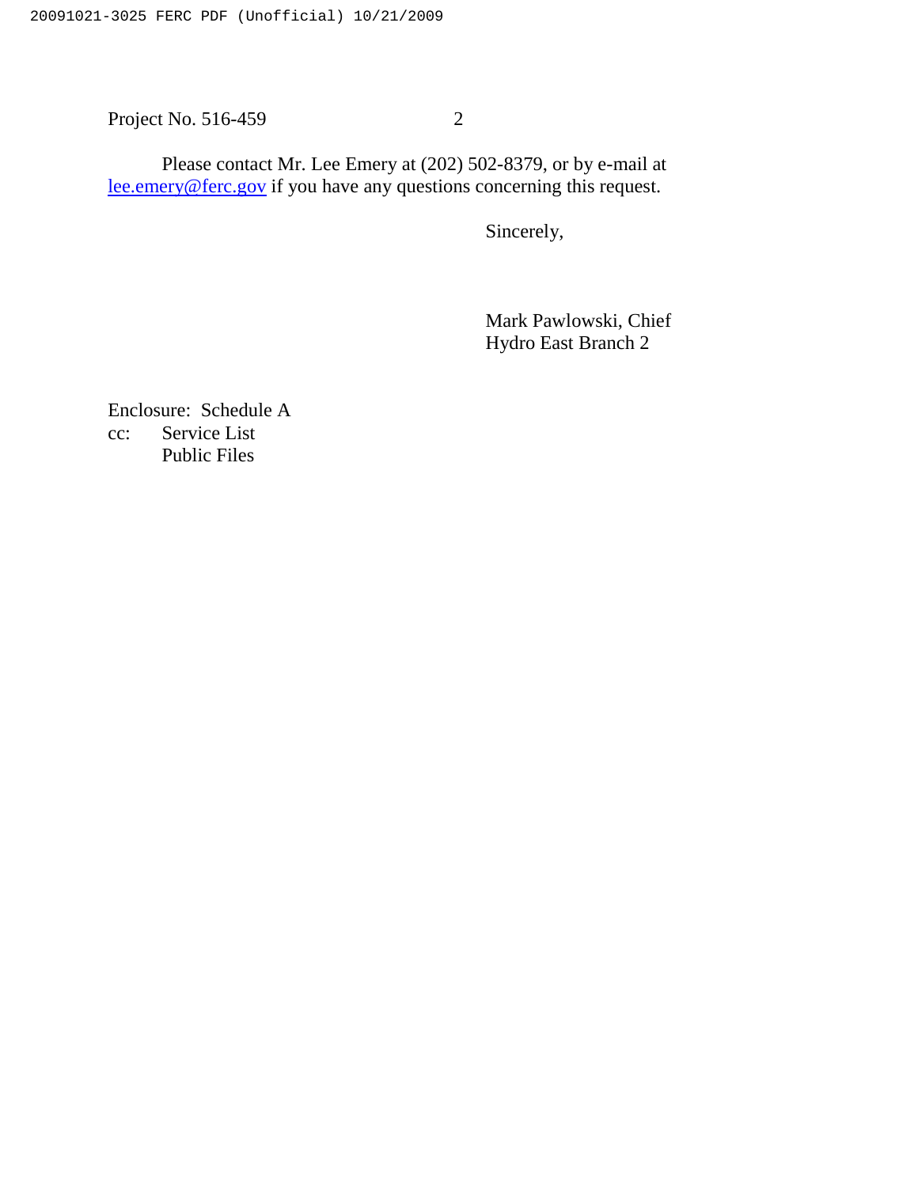Please contact Mr. Lee Emery at (202) 502-8379, or by e-mail at lee.emery@ferc.gov if you have any questions concerning this request.

Sincerely,

Mark Pawlowski, Chief
Hydro East Branch 2

Enclosure: Schedule A
cc: Service List
Public Files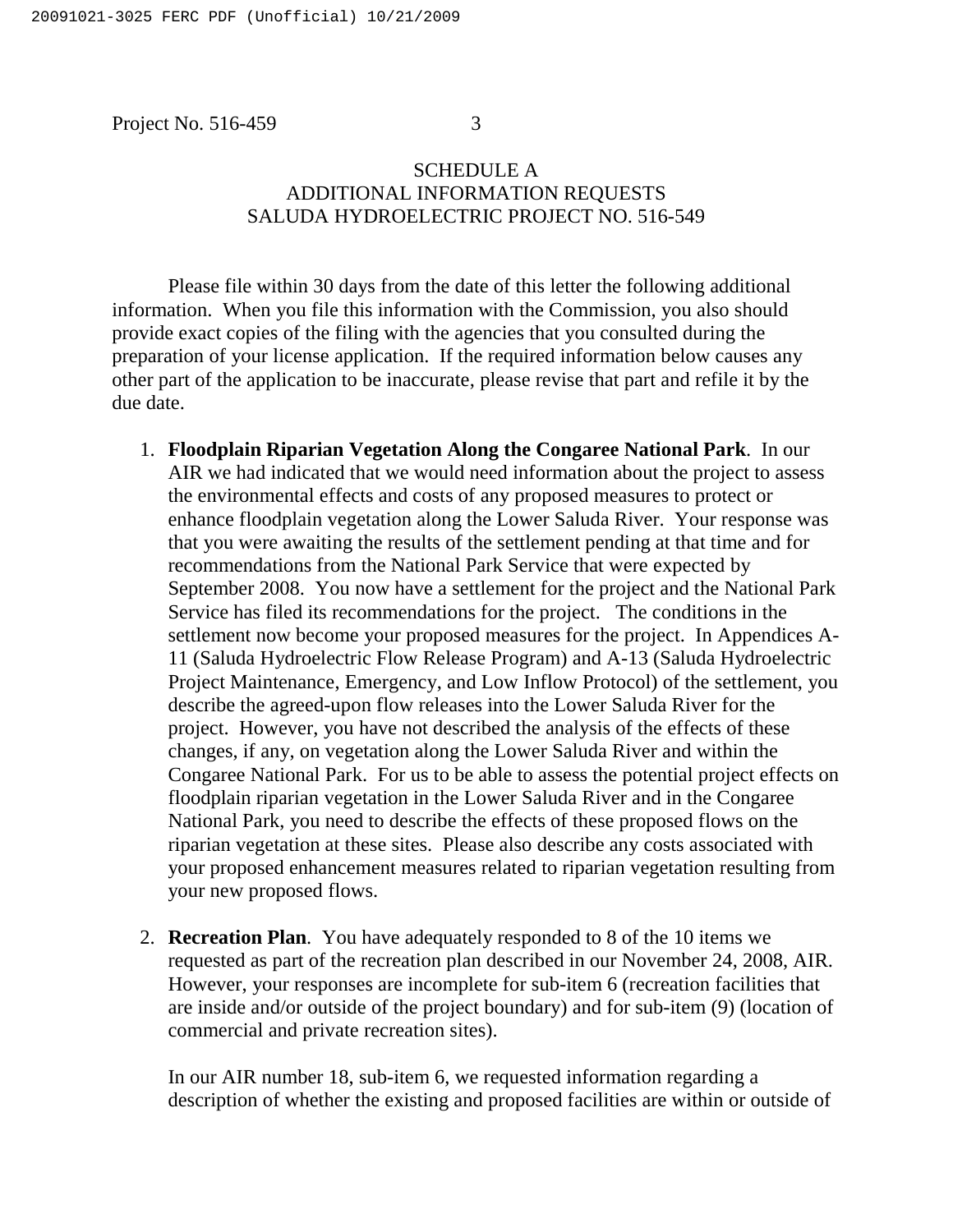SCHEDULE A
ADDITIONAL INFORMATION REQUESTS
SALUDA HYDROELECTRIC PROJECT NO. 516-549

Please file within 30 days from the date of this letter the following additional information. When you file this information with the Commission, you also should provide exact copies of the filing with the agencies that you consulted during the preparation of your license application. If the required information below causes any other part of the application to be inaccurate, please revise that part and refile it by the due date.

1. **Floodplain Riparian Vegetation Along the Congaree National Park**. In our AIR we had indicated that we would need information about the project to assess the environmental effects and costs of any proposed measures to protect or enhance floodplain vegetation along the Lower Saluda River. Your response was that you were awaiting the results of the settlement pending at that time and for recommendations from the National Park Service that were expected by September 2008. You now have a settlement for the project and the National Park Service has filed its recommendations for the project. The conditions in the settlement now become your proposed measures for the project. In Appendices A-11 (Saluda Hydroelectric Flow Release Program) and A-13 (Saluda Hydroelectric Project Maintenance, Emergency, and Low Inflow Protocol) of the settlement, you describe the agreed-upon flow releases into the Lower Saluda River for the project. However, you have not described the analysis of the effects of these changes, if any, on vegetation along the Lower Saluda River and within the Congaree National Park. For us to be able to assess the potential project effects on floodplain riparian vegetation in the Lower Saluda River and in the Congaree National Park, you need to describe the effects of these proposed flows on the riparian vegetation at these sites. Please also describe any costs associated with your proposed enhancement measures related to riparian vegetation resulting from your new proposed flows.

2. **Recreation Plan**. You have adequately responded to 8 of the 10 items we requested as part of the recreation plan described in our November 24, 2008, AIR. However, your responses are incomplete for sub-item 6 (recreation facilities that are inside and/or outside of the project boundary) and for sub-item (9) (location of commercial and private recreation sites).

   In our AIR number 18, sub-item 6, we requested information regarding a description of whether the existing and proposed facilities are within or outside of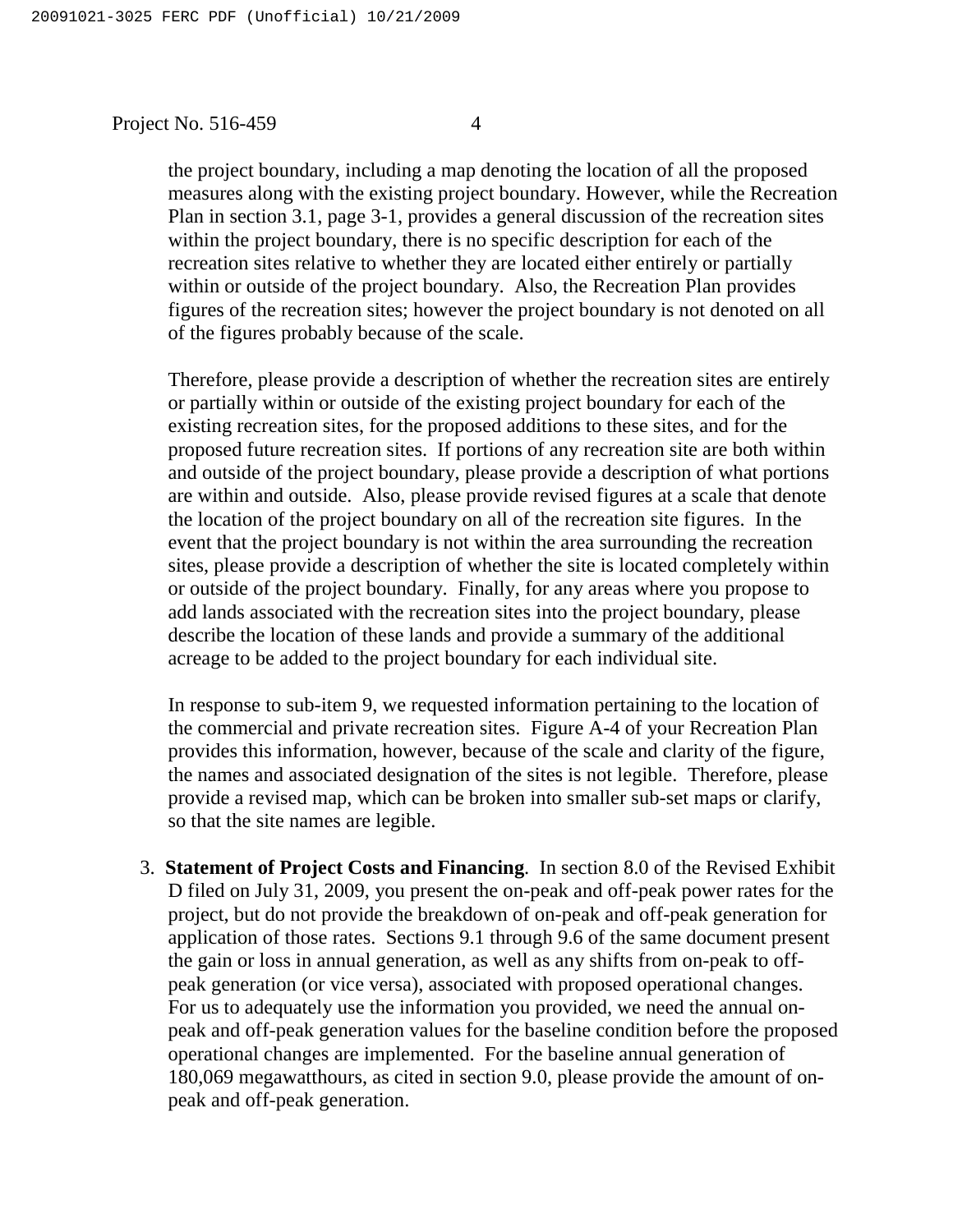the project boundary, including a map denoting the location of all the proposed measures along with the existing project boundary. However, while the Recreation Plan in section 3.1, page 3-1, provides a general discussion of the recreation sites within the project boundary, there is no specific description for each of the recreation sites relative to whether they are located either entirely or partially within or outside of the project boundary. Also, the Recreation Plan provides figures of the recreation sites; however the project boundary is not denoted on all of the figures probably because of the scale.

Therefore, please provide a description of whether the recreation sites are entirely or partially within or outside of the existing project boundary for each of the existing recreation sites, for the proposed additions to these sites, and for the proposed future recreation sites. If portions of any recreation site are both within and outside of the project boundary, please provide a description of what portions are within and outside. Also, please provide revised figures at a scale that denote the location of the project boundary on all of the recreation site figures. In the event that the project boundary is not within the area surrounding the recreation sites, please provide a description of whether the site is located completely within or outside of the project boundary. Finally, for any areas where you propose to add lands associated with the recreation sites into the project boundary, please describe the location of these lands and provide a summary of the additional acreage to be added to the project boundary for each individual site.

In response to sub-item 9, we requested information pertaining to the location of the commercial and private recreation sites. Figure A-4 of your Recreation Plan provides this information, however, because of the scale and clarity of the figure, the names and associated designation of the sites is not legible. Therefore, please provide a revised map, which can be broken into smaller sub-set maps or clarify, so that the site names are legible.

3. **Statement of Project Costs and Financing**. In section 8.0 of the Revised Exhibit D filed on July 31, 2009, you present the on-peak and off-peak power rates for the project, but do not provide the breakdown of on-peak and off-peak generation for application of those rates. Sections 9.1 through 9.6 of the same document present the gain or loss in annual generation, as well as any shifts from on-peak to off-peak generation (or vice versa), associated with proposed operational changes. For us to adequately use the information you provided, we need the annual on-peak and off-peak generation values for the baseline condition before the proposed operational changes are implemented. For the baseline annual generation of 180,069 megawatthours, as cited in section 9.0, please provide the amount of on-peak and off-peak generation.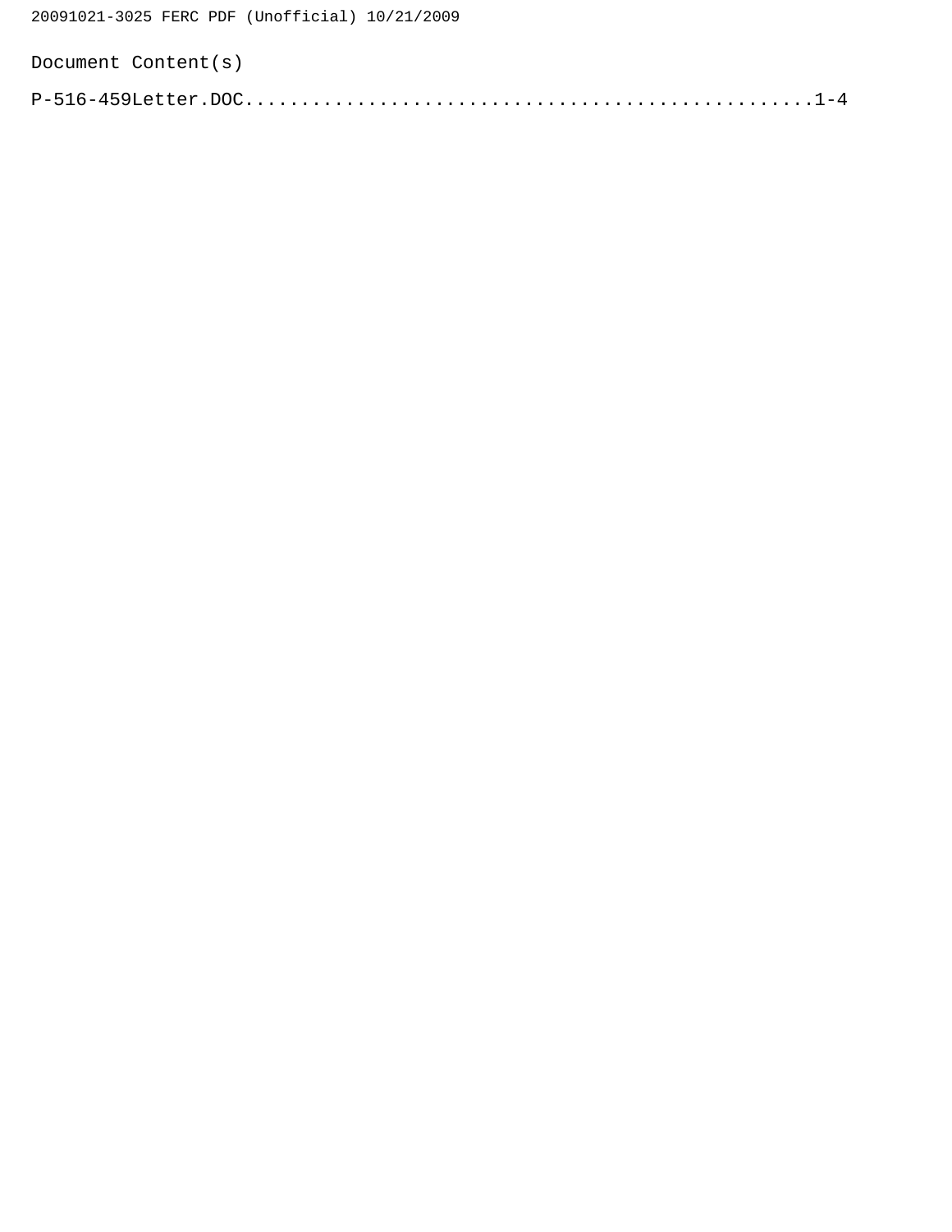Document Content(s)

P-516-459Letter.DOC....................................................1-4